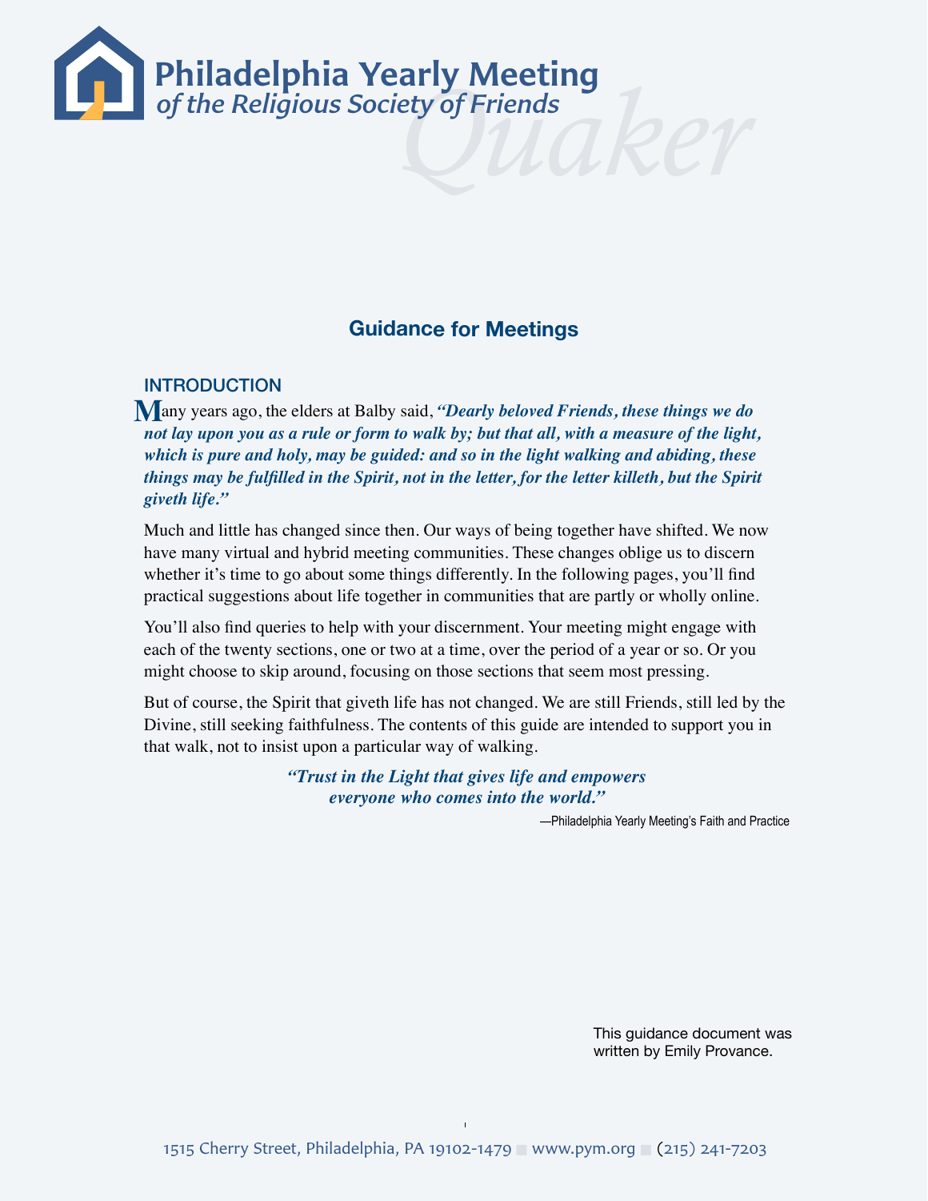# Philadelphia Yearly Meeting
*of the Religious Society of Friends*

## Guidance for Meetings

### INTRODUCTION

Many years ago, the elders at Balby said, ***"Dearly beloved Friends, these things we do not lay upon you as a rule or form to walk by; but that all, with a measure of the light, which is pure and holy, may be guided: and so in the light walking and abiding, these things may be fulfilled in the Spirit, not in the letter, for the letter killeth, but the Spirit giveth life."***

Much and little has changed since then. Our ways of being together have shifted. We now have many virtual and hybrid meeting communities. These changes oblige us to discern whether it's time to go about some things differently. In the following pages, you'll find practical suggestions about life together in communities that are partly or wholly online.

You'll also find queries to help with your discernment. Your meeting might engage with each of the twenty sections, one or two at a time, over the period of a year or so. Or you might choose to skip around, focusing on those sections that seem most pressing.

But of course, the Spirit that giveth life has not changed. We are still Friends, still led by the Divine, still seeking faithfulness. The contents of this guide are intended to support you in that walk, not to insist upon a particular way of walking.

> ***"Trust in the Light that gives life and empowers everyone who comes into the world."***
>
> —Philadelphia Yearly Meeting's Faith and Practice

This guidance document was written by Emily Provance.

1515 Cherry Street, Philadelphia, PA 19102-1479 ■ www.pym.org ■ (215) 241-7203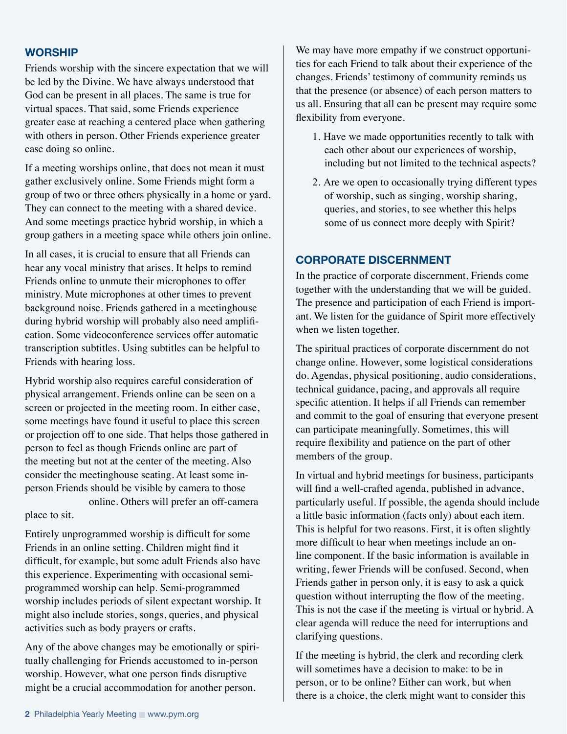## WORSHIP

Friends worship with the sincere expectation that we will be led by the Divine. We have always understood that God can be present in all places. The same is true for virtual spaces. That said, some Friends experience greater ease at reaching a centered place when gathering with others in person. Other Friends experience greater ease doing so online.

If a meeting worships online, that does not mean it must gather exclusively online. Some Friends might form a group of two or three others physically in a home or yard. They can connect to the meeting with a shared device. And some meetings practice hybrid worship, in which a group gathers in a meeting space while others join online.

In all cases, it is crucial to ensure that all Friends can hear any vocal ministry that arises. It helps to remind Friends online to unmute their microphones to offer ministry. Mute microphones at other times to prevent background noise. Friends gathered in a meetinghouse during hybrid worship will probably also need amplification. Some videoconference services offer automatic transcription subtitles. Using subtitles can be helpful to Friends with hearing loss.

Hybrid worship also requires careful consideration of physical arrangement. Friends online can be seen on a screen or projected in the meeting room. In either case, some meetings have found it useful to place this screen or projection off to one side. That helps those gathered in person to feel as though Friends online are part of the meeting but not at the center of the meeting. Also consider the meetinghouse seating. At least some in-person Friends should be visible by camera to those online. Others will prefer an off-camera place to sit.

Entirely unprogrammed worship is difficult for some Friends in an online setting. Children might find it difficult, for example, but some adult Friends also have this experience. Experimenting with occasional semi-programmed worship can help. Semi-programmed worship includes periods of silent expectant worship. It might also include stories, songs, queries, and physical activities such as body prayers or crafts.

Any of the above changes may be emotionally or spiritually challenging for Friends accustomed to in-person worship. However, what one person finds disruptive might be a crucial accommodation for another person. We may have more empathy if we construct opportunities for each Friend to talk about their experience of the changes. Friends' testimony of community reminds us that the presence (or absence) of each person matters to us all. Ensuring that all can be present may require some flexibility from everyone.

1. Have we made opportunities recently to talk with each other about our experiences of worship, including but not limited to the technical aspects?
2. Are we open to occasionally trying different types of worship, such as singing, worship sharing, queries, and stories, to see whether this helps some of us connect more deeply with Spirit?

## CORPORATE DISCERNMENT

In the practice of corporate discernment, Friends come together with the understanding that we will be guided. The presence and participation of each Friend is important. We listen for the guidance of Spirit more effectively when we listen together.

The spiritual practices of corporate discernment do not change online. However, some logistical considerations do. Agendas, physical positioning, audio considerations, technical guidance, pacing, and approvals all require specific attention. It helps if all Friends can remember and commit to the goal of ensuring that everyone present can participate meaningfully. Sometimes, this will require flexibility and patience on the part of other members of the group.

In virtual and hybrid meetings for business, participants will find a well-crafted agenda, published in advance, particularly useful. If possible, the agenda should include a little basic information (facts only) about each item. This is helpful for two reasons. First, it is often slightly more difficult to hear when meetings include an online component. If the basic information is available in writing, fewer Friends will be confused. Second, when Friends gather in person only, it is easy to ask a quick question without interrupting the flow of the meeting. This is not the case if the meeting is virtual or hybrid. A clear agenda will reduce the need for interruptions and clarifying questions.

If the meeting is hybrid, the clerk and recording clerk will sometimes have a decision to make: to be in person, or to be online? Either can work, but when there is a choice, the clerk might want to consider this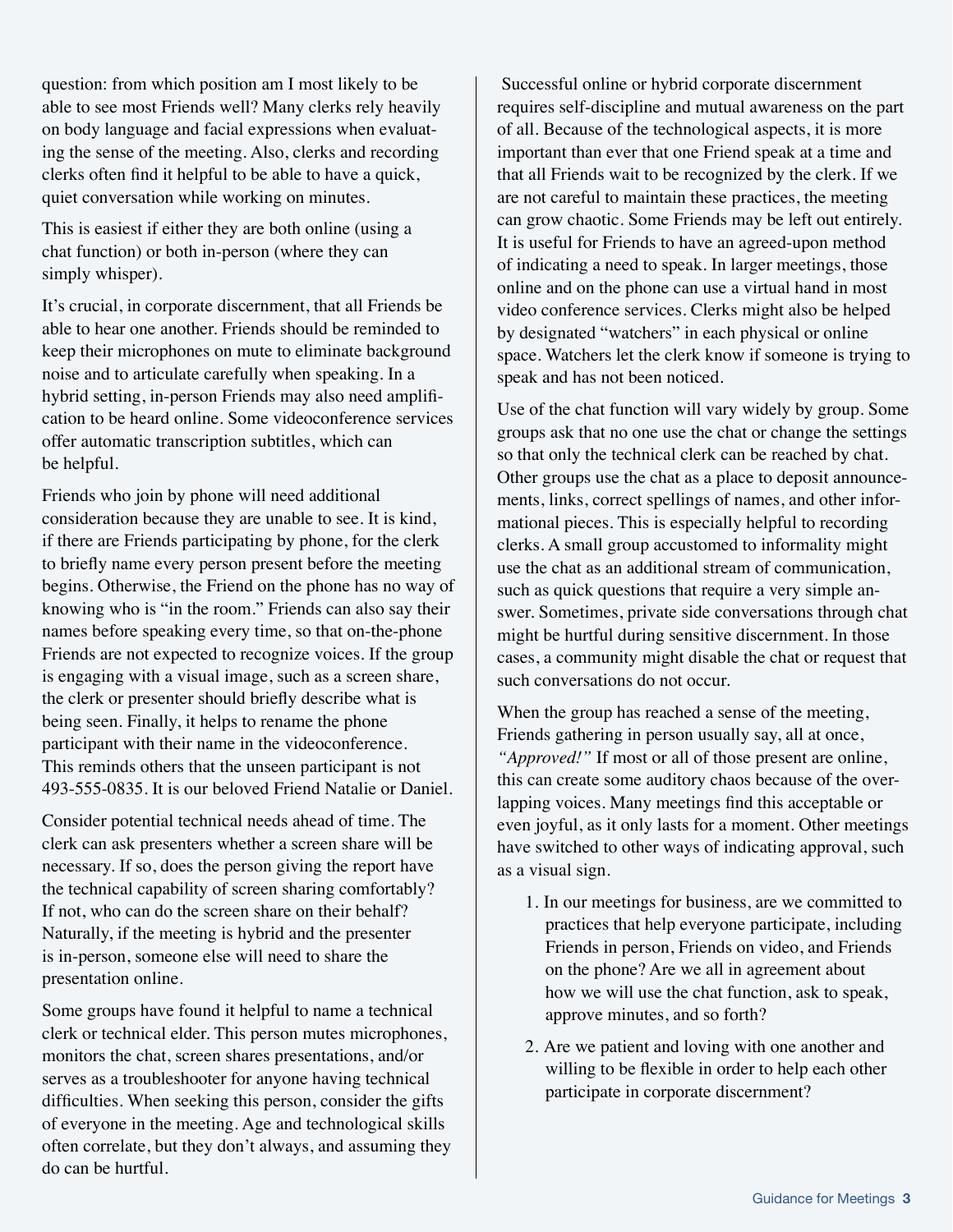question: from which position am I most likely to be able to see most Friends well? Many clerks rely heavily on body language and facial expressions when evaluating the sense of the meeting. Also, clerks and recording clerks often find it helpful to be able to have a quick, quiet conversation while working on minutes.

This is easiest if either they are both online (using a chat function) or both in-person (where they can simply whisper).

It's crucial, in corporate discernment, that all Friends be able to hear one another. Friends should be reminded to keep their microphones on mute to eliminate background noise and to articulate carefully when speaking. In a hybrid setting, in-person Friends may also need amplification to be heard online. Some videoconference services offer automatic transcription subtitles, which can be helpful.

Friends who join by phone will need additional consideration because they are unable to see. It is kind, if there are Friends participating by phone, for the clerk to briefly name every person present before the meeting begins. Otherwise, the Friend on the phone has no way of knowing who is "in the room." Friends can also say their names before speaking every time, so that on-the-phone Friends are not expected to recognize voices. If the group is engaging with a visual image, such as a screen share, the clerk or presenter should briefly describe what is being seen. Finally, it helps to rename the phone participant with their name in the videoconference. This reminds others that the unseen participant is not 493-555-0835. It is our beloved Friend Natalie or Daniel.

Consider potential technical needs ahead of time. The clerk can ask presenters whether a screen share will be necessary. If so, does the person giving the report have the technical capability of screen sharing comfortably? If not, who can do the screen share on their behalf? Naturally, if the meeting is hybrid and the presenter is in-person, someone else will need to share the presentation online.

Some groups have found it helpful to name a technical clerk or technical elder. This person mutes microphones, monitors the chat, screen shares presentations, and/or serves as a troubleshooter for anyone having technical difficulties. When seeking this person, consider the gifts of everyone in the meeting. Age and technological skills often correlate, but they don't always, and assuming they do can be hurtful.

Successful online or hybrid corporate discernment requires self-discipline and mutual awareness on the part of all. Because of the technological aspects, it is more important than ever that one Friend speak at a time and that all Friends wait to be recognized by the clerk. If we are not careful to maintain these practices, the meeting can grow chaotic. Some Friends may be left out entirely. It is useful for Friends to have an agreed-upon method of indicating a need to speak. In larger meetings, those online and on the phone can use a virtual hand in most video conference services. Clerks might also be helped by designated "watchers" in each physical or online space. Watchers let the clerk know if someone is trying to speak and has not been noticed.

Use of the chat function will vary widely by group. Some groups ask that no one use the chat or change the settings so that only the technical clerk can be reached by chat. Other groups use the chat as a place to deposit announcements, links, correct spellings of names, and other informational pieces. This is especially helpful to recording clerks. A small group accustomed to informality might use the chat as an additional stream of communication, such as quick questions that require a very simple answer. Sometimes, private side conversations through chat might be hurtful during sensitive discernment. In those cases, a community might disable the chat or request that such conversations do not occur.

When the group has reached a sense of the meeting, Friends gathering in person usually say, all at once, *"Approved!"* If most or all of those present are online, this can create some auditory chaos because of the overlapping voices. Many meetings find this acceptable or even joyful, as it only lasts for a moment. Other meetings have switched to other ways of indicating approval, such as a visual sign.

1. In our meetings for business, are we committed to practices that help everyone participate, including Friends in person, Friends on video, and Friends on the phone? Are we all in agreement about how we will use the chat function, ask to speak, approve minutes, and so forth?
2. Are we patient and loving with one another and willing to be flexible in order to help each other participate in corporate discernment?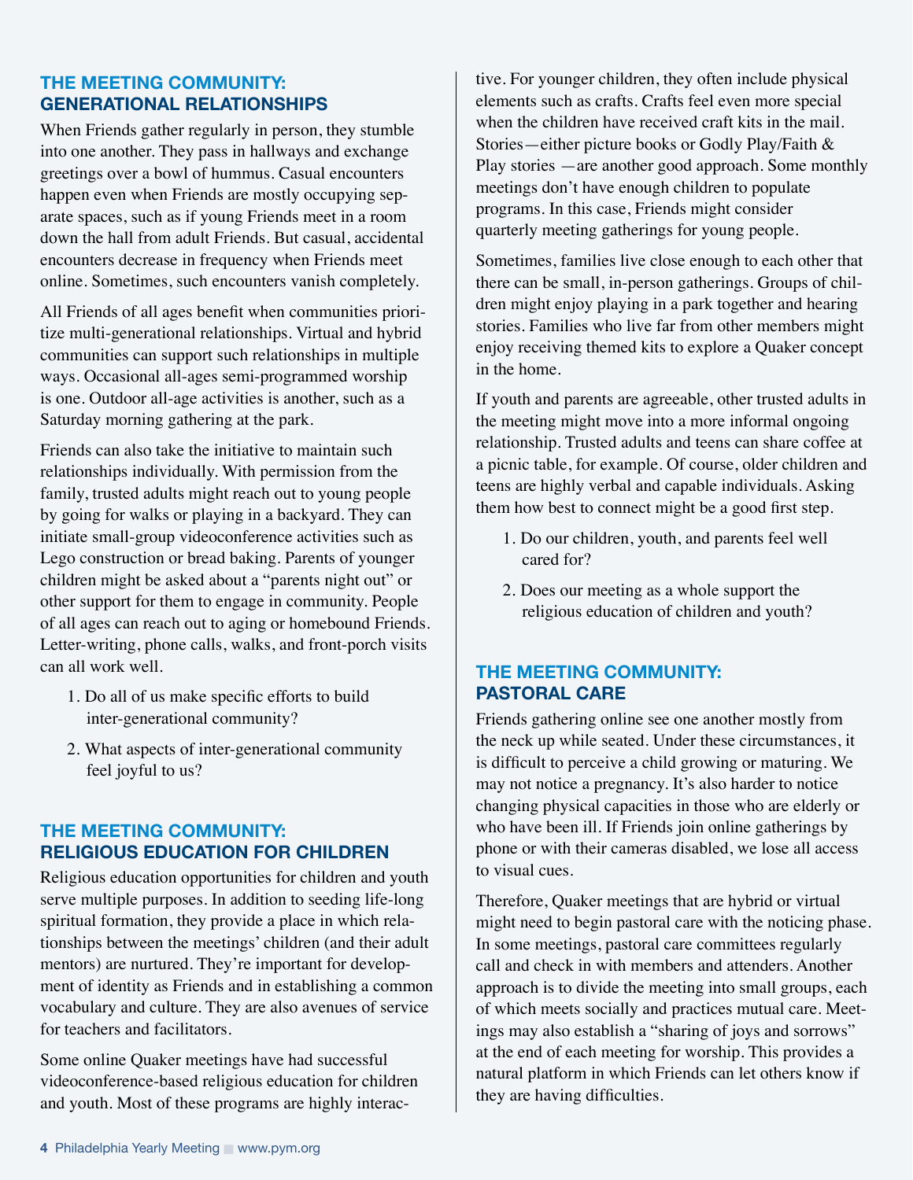## THE MEETING COMMUNITY: GENERATIONAL RELATIONSHIPS

When Friends gather regularly in person, they stumble into one another. They pass in hallways and exchange greetings over a bowl of hummus. Casual encounters happen even when Friends are mostly occupying separate spaces, such as if young Friends meet in a room down the hall from adult Friends. But casual, accidental encounters decrease in frequency when Friends meet online. Sometimes, such encounters vanish completely.

All Friends of all ages benefit when communities prioritize multi-generational relationships. Virtual and hybrid communities can support such relationships in multiple ways. Occasional all-ages semi-programmed worship is one. Outdoor all-age activities is another, such as a Saturday morning gathering at the park.

Friends can also take the initiative to maintain such relationships individually. With permission from the family, trusted adults might reach out to young people by going for walks or playing in a backyard. They can initiate small-group videoconference activities such as Lego construction or bread baking. Parents of younger children might be asked about a "parents night out" or other support for them to engage in community. People of all ages can reach out to aging or homebound Friends. Letter-writing, phone calls, walks, and front-porch visits can all work well.

1. Do all of us make specific efforts to build inter-generational community?
2. What aspects of inter-generational community feel joyful to us?

## THE MEETING COMMUNITY: RELIGIOUS EDUCATION FOR CHILDREN

Religious education opportunities for children and youth serve multiple purposes. In addition to seeding life-long spiritual formation, they provide a place in which relationships between the meetings' children (and their adult mentors) are nurtured. They're important for development of identity as Friends and in establishing a common vocabulary and culture. They are also avenues of service for teachers and facilitators.

Some online Quaker meetings have had successful videoconference-based religious education for children and youth. Most of these programs are highly interactive. For younger children, they often include physical elements such as crafts. Crafts feel even more special when the children have received craft kits in the mail. Stories—either picture books or Godly Play/Faith & Play stories —are another good approach. Some monthly meetings don't have enough children to populate programs. In this case, Friends might consider quarterly meeting gatherings for young people.

Sometimes, families live close enough to each other that there can be small, in-person gatherings. Groups of children might enjoy playing in a park together and hearing stories. Families who live far from other members might enjoy receiving themed kits to explore a Quaker concept in the home.

If youth and parents are agreeable, other trusted adults in the meeting might move into a more informal ongoing relationship. Trusted adults and teens can share coffee at a picnic table, for example. Of course, older children and teens are highly verbal and capable individuals. Asking them how best to connect might be a good first step.

1. Do our children, youth, and parents feel well cared for?
2. Does our meeting as a whole support the religious education of children and youth?

## THE MEETING COMMUNITY: PASTORAL CARE

Friends gathering online see one another mostly from the neck up while seated. Under these circumstances, it is difficult to perceive a child growing or maturing. We may not notice a pregnancy. It's also harder to notice changing physical capacities in those who are elderly or who have been ill. If Friends join online gatherings by phone or with their cameras disabled, we lose all access to visual cues.

Therefore, Quaker meetings that are hybrid or virtual might need to begin pastoral care with the noticing phase. In some meetings, pastoral care committees regularly call and check in with members and attenders. Another approach is to divide the meeting into small groups, each of which meets socially and practices mutual care. Meetings may also establish a "sharing of joys and sorrows" at the end of each meeting for worship. This provides a natural platform in which Friends can let others know if they are having difficulties.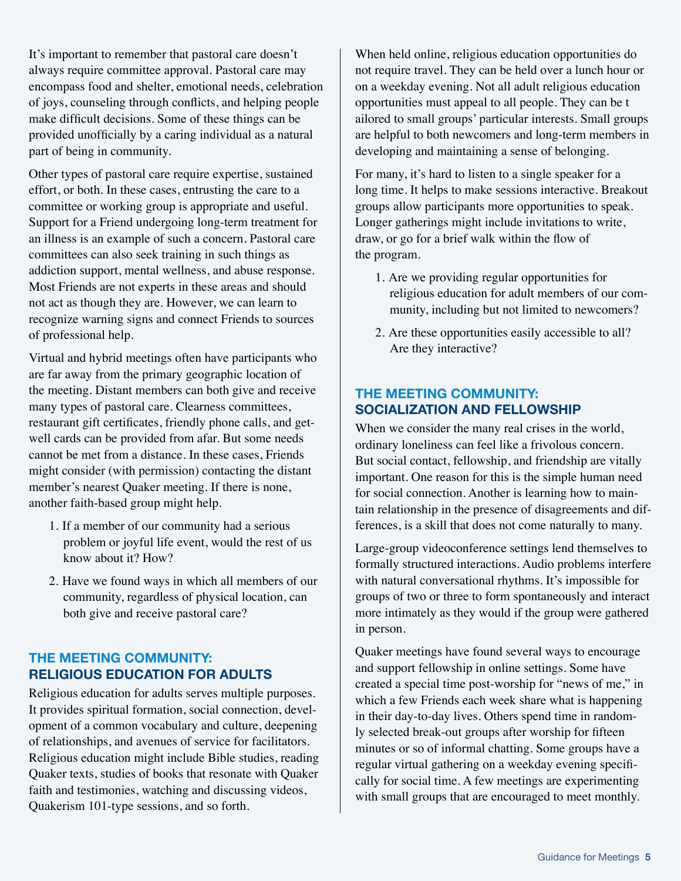It's important to remember that pastoral care doesn't always require committee approval. Pastoral care may encompass food and shelter, emotional needs, celebration of joys, counseling through conflicts, and helping people make difficult decisions. Some of these things can be provided unofficially by a caring individual as a natural part of being in community.

Other types of pastoral care require expertise, sustained effort, or both. In these cases, entrusting the care to a committee or working group is appropriate and useful. Support for a Friend undergoing long-term treatment for an illness is an example of such a concern. Pastoral care committees can also seek training in such things as addiction support, mental wellness, and abuse response. Most Friends are not experts in these areas and should not act as though they are. However, we can learn to recognize warning signs and connect Friends to sources of professional help.

Virtual and hybrid meetings often have participants who are far away from the primary geographic location of the meeting. Distant members can both give and receive many types of pastoral care. Clearness committees, restaurant gift certificates, friendly phone calls, and get-well cards can be provided from afar. But some needs cannot be met from a distance. In these cases, Friends might consider (with permission) contacting the distant member's nearest Quaker meeting. If there is none, another faith-based group might help.

1. If a member of our community had a serious problem or joyful life event, would the rest of us know about it? How?
2. Have we found ways in which all members of our community, regardless of physical location, can both give and receive pastoral care?

## THE MEETING COMMUNITY: RELIGIOUS EDUCATION FOR ADULTS

Religious education for adults serves multiple purposes. It provides spiritual formation, social connection, development of a common vocabulary and culture, deepening of relationships, and avenues of service for facilitators. Religious education might include Bible studies, reading Quaker texts, studies of books that resonate with Quaker faith and testimonies, watching and discussing videos, Quakerism 101-type sessions, and so forth.

When held online, religious education opportunities do not require travel. They can be held over a lunch hour or on a weekday evening. Not all adult religious education opportunities must appeal to all people. They can be t ailored to small groups' particular interests. Small groups are helpful to both newcomers and long-term members in developing and maintaining a sense of belonging.

For many, it's hard to listen to a single speaker for a long time. It helps to make sessions interactive. Breakout groups allow participants more opportunities to speak. Longer gatherings might include invitations to write, draw, or go for a brief walk within the flow of the program.

1. Are we providing regular opportunities for religious education for adult members of our community, including but not limited to newcomers?
2. Are these opportunities easily accessible to all? Are they interactive?

## THE MEETING COMMUNITY: SOCIALIZATION AND FELLOWSHIP

When we consider the many real crises in the world, ordinary loneliness can feel like a frivolous concern. But social contact, fellowship, and friendship are vitally important. One reason for this is the simple human need for social connection. Another is learning how to maintain relationship in the presence of disagreements and differences, is a skill that does not come naturally to many.

Large-group videoconference settings lend themselves to formally structured interactions. Audio problems interfere with natural conversational rhythms. It's impossible for groups of two or three to form spontaneously and interact more intimately as they would if the group were gathered in person.

Quaker meetings have found several ways to encourage and support fellowship in online settings. Some have created a special time post-worship for "news of me," in which a few Friends each week share what is happening in their day-to-day lives. Others spend time in randomly selected break-out groups after worship for fifteen minutes or so of informal chatting. Some groups have a regular virtual gathering on a weekday evening specifically for social time. A few meetings are experimenting with small groups that are encouraged to meet monthly.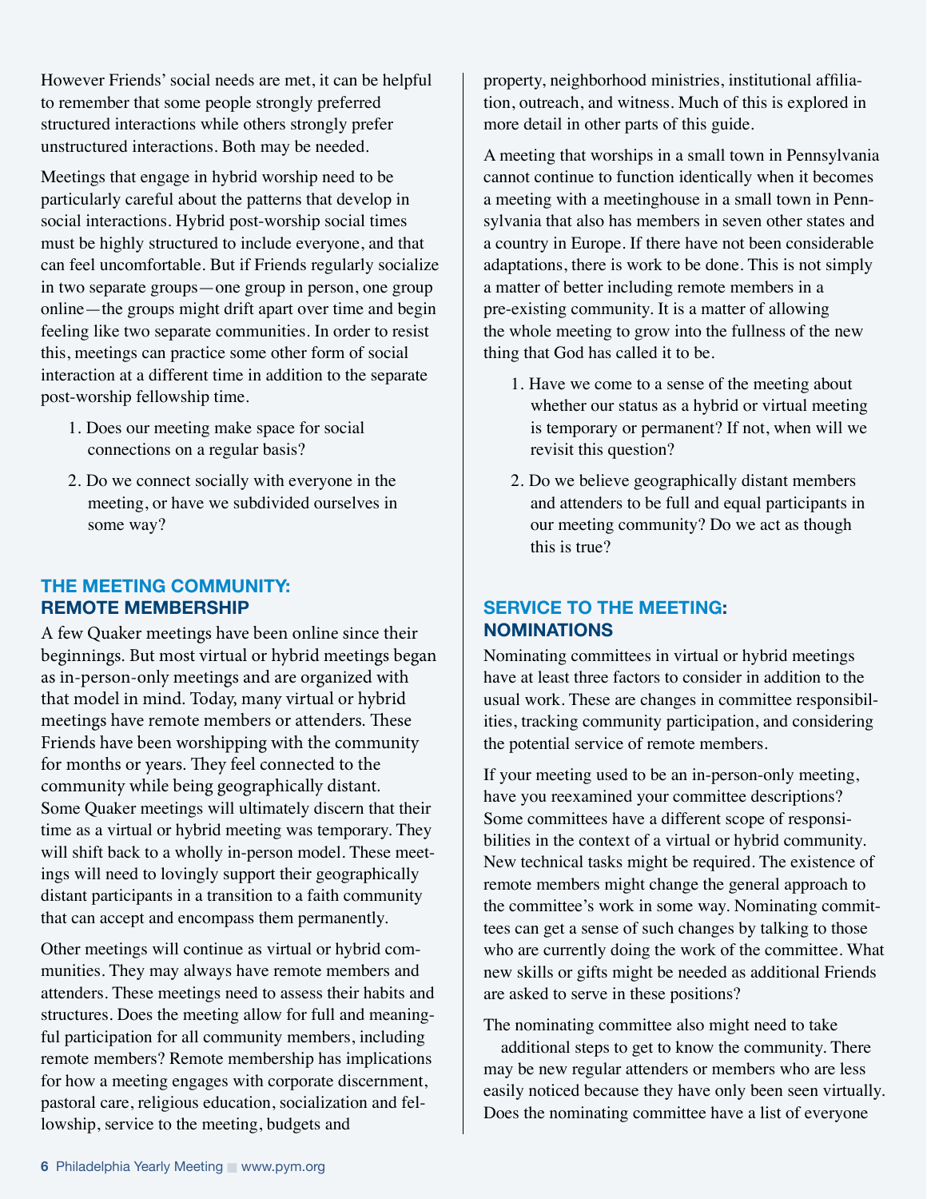However Friends' social needs are met, it can be helpful to remember that some people strongly preferred structured interactions while others strongly prefer unstructured interactions. Both may be needed.

Meetings that engage in hybrid worship need to be particularly careful about the patterns that develop in social interactions. Hybrid post-worship social times must be highly structured to include everyone, and that can feel uncomfortable. But if Friends regularly socialize in two separate groups—one group in person, one group online—the groups might drift apart over time and begin feeling like two separate communities. In order to resist this, meetings can practice some other form of social interaction at a different time in addition to the separate post-worship fellowship time.

1. Does our meeting make space for social connections on a regular basis?
2. Do we connect socially with everyone in the meeting, or have we subdivided ourselves in some way?

## THE MEETING COMMUNITY: REMOTE MEMBERSHIP

A few Quaker meetings have been online since their beginnings. But most virtual or hybrid meetings began as in-person-only meetings and are organized with that model in mind. Today, many virtual or hybrid meetings have remote members or attenders. These Friends have been worshipping with the community for months or years. They feel connected to the community while being geographically distant. Some Quaker meetings will ultimately discern that their time as a virtual or hybrid meeting was temporary. They will shift back to a wholly in-person model. These meetings will need to lovingly support their geographically distant participants in a transition to a faith community that can accept and encompass them permanently.

Other meetings will continue as virtual or hybrid communities. They may always have remote members and attenders. These meetings need to assess their habits and structures. Does the meeting allow for full and meaningful participation for all community members, including remote members? Remote membership has implications for how a meeting engages with corporate discernment, pastoral care, religious education, socialization and fellowship, service to the meeting, budgets and property, neighborhood ministries, institutional affiliation, outreach, and witness. Much of this is explored in more detail in other parts of this guide.

A meeting that worships in a small town in Pennsylvania cannot continue to function identically when it becomes a meeting with a meetinghouse in a small town in Pennsylvania that also has members in seven other states and a country in Europe. If there have not been considerable adaptations, there is work to be done. This is not simply a matter of better including remote members in a pre-existing community. It is a matter of allowing the whole meeting to grow into the fullness of the new thing that God has called it to be.

1. Have we come to a sense of the meeting about whether our status as a hybrid or virtual meeting is temporary or permanent? If not, when will we revisit this question?
2. Do we believe geographically distant members and attenders to be full and equal participants in our meeting community? Do we act as though this is true?

## SERVICE TO THE MEETING: NOMINATIONS

Nominating committees in virtual or hybrid meetings have at least three factors to consider in addition to the usual work. These are changes in committee responsibilities, tracking community participation, and considering the potential service of remote members.

If your meeting used to be an in-person-only meeting, have you reexamined your committee descriptions? Some committees have a different scope of responsibilities in the context of a virtual or hybrid community. New technical tasks might be required. The existence of remote members might change the general approach to the committee's work in some way. Nominating committees can get a sense of such changes by talking to those who are currently doing the work of the committee. What new skills or gifts might be needed as additional Friends are asked to serve in these positions?

The nominating committee also might need to take additional steps to get to know the community. There may be new regular attenders or members who are less easily noticed because they have only been seen virtually. Does the nominating committee have a list of everyone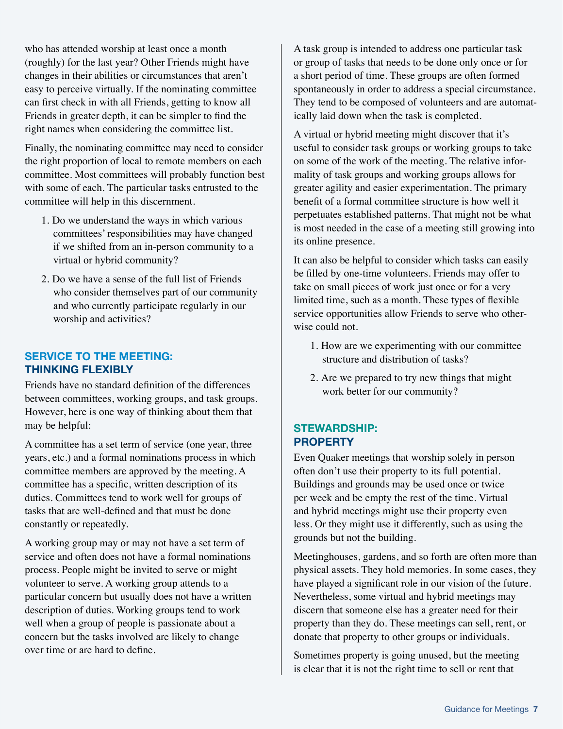who has attended worship at least once a month (roughly) for the last year? Other Friends might have changes in their abilities or circumstances that aren't easy to perceive virtually. If the nominating committee can first check in with all Friends, getting to know all Friends in greater depth, it can be simpler to find the right names when considering the committee list.

Finally, the nominating committee may need to consider the right proportion of local to remote members on each committee. Most committees will probably function best with some of each. The particular tasks entrusted to the committee will help in this discernment.

1. Do we understand the ways in which various committees' responsibilities may have changed if we shifted from an in-person community to a virtual or hybrid community?
2. Do we have a sense of the full list of Friends who consider themselves part of our community and who currently participate regularly in our worship and activities?

## SERVICE TO THE MEETING: THINKING FLEXIBLY

Friends have no standard definition of the differences between committees, working groups, and task groups. However, here is one way of thinking about them that may be helpful:

A committee has a set term of service (one year, three years, etc.) and a formal nominations process in which committee members are approved by the meeting. A committee has a specific, written description of its duties. Committees tend to work well for groups of tasks that are well-defined and that must be done constantly or repeatedly.

A working group may or may not have a set term of service and often does not have a formal nominations process. People might be invited to serve or might volunteer to serve. A working group attends to a particular concern but usually does not have a written description of duties. Working groups tend to work well when a group of people is passionate about a concern but the tasks involved are likely to change over time or are hard to define.

A task group is intended to address one particular task or group of tasks that needs to be done only once or for a short period of time. These groups are often formed spontaneously in order to address a special circumstance. They tend to be composed of volunteers and are automatically laid down when the task is completed.

A virtual or hybrid meeting might discover that it's useful to consider task groups or working groups to take on some of the work of the meeting. The relative informality of task groups and working groups allows for greater agility and easier experimentation. The primary benefit of a formal committee structure is how well it perpetuates established patterns. That might not be what is most needed in the case of a meeting still growing into its online presence.

It can also be helpful to consider which tasks can easily be filled by one-time volunteers. Friends may offer to take on small pieces of work just once or for a very limited time, such as a month. These types of flexible service opportunities allow Friends to serve who otherwise could not.

1. How are we experimenting with our committee structure and distribution of tasks?
2. Are we prepared to try new things that might work better for our community?

## STEWARDSHIP: PROPERTY

Even Quaker meetings that worship solely in person often don't use their property to its full potential. Buildings and grounds may be used once or twice per week and be empty the rest of the time. Virtual and hybrid meetings might use their property even less. Or they might use it differently, such as using the grounds but not the building.

Meetinghouses, gardens, and so forth are often more than physical assets. They hold memories. In some cases, they have played a significant role in our vision of the future. Nevertheless, some virtual and hybrid meetings may discern that someone else has a greater need for their property than they do. These meetings can sell, rent, or donate that property to other groups or individuals.

Sometimes property is going unused, but the meeting is clear that it is not the right time to sell or rent that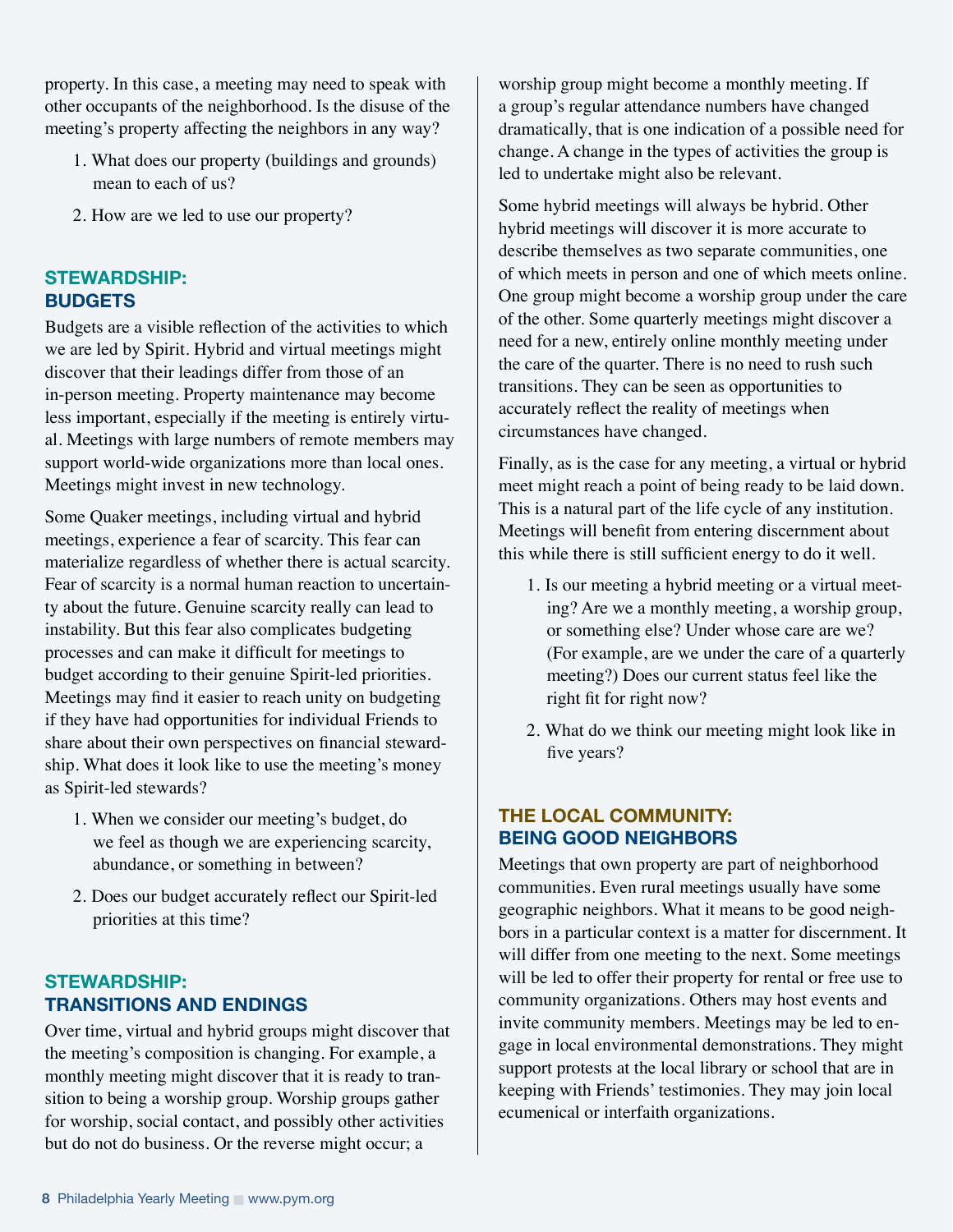property. In this case, a meeting may need to speak with other occupants of the neighborhood. Is the disuse of the meeting's property affecting the neighbors in any way?

1. What does our property (buildings and grounds) mean to each of us?
2. How are we led to use our property?

## STEWARDSHIP: BUDGETS

Budgets are a visible reflection of the activities to which we are led by Spirit. Hybrid and virtual meetings might discover that their leadings differ from those of an in-person meeting. Property maintenance may become less important, especially if the meeting is entirely virtual. Meetings with large numbers of remote members may support world-wide organizations more than local ones. Meetings might invest in new technology.

Some Quaker meetings, including virtual and hybrid meetings, experience a fear of scarcity. This fear can materialize regardless of whether there is actual scarcity. Fear of scarcity is a normal human reaction to uncertainty about the future. Genuine scarcity really can lead to instability. But this fear also complicates budgeting processes and can make it difficult for meetings to budget according to their genuine Spirit-led priorities. Meetings may find it easier to reach unity on budgeting if they have had opportunities for individual Friends to share about their own perspectives on financial stewardship. What does it look like to use the meeting's money as Spirit-led stewards?

1. When we consider our meeting's budget, do we feel as though we are experiencing scarcity, abundance, or something in between?
2. Does our budget accurately reflect our Spirit-led priorities at this time?

## STEWARDSHIP: TRANSITIONS AND ENDINGS

Over time, virtual and hybrid groups might discover that the meeting's composition is changing. For example, a monthly meeting might discover that it is ready to transition to being a worship group. Worship groups gather for worship, social contact, and possibly other activities but do not do business. Or the reverse might occur; a worship group might become a monthly meeting. If a group's regular attendance numbers have changed dramatically, that is one indication of a possible need for change. A change in the types of activities the group is led to undertake might also be relevant.

Some hybrid meetings will always be hybrid. Other hybrid meetings will discover it is more accurate to describe themselves as two separate communities, one of which meets in person and one of which meets online. One group might become a worship group under the care of the other. Some quarterly meetings might discover a need for a new, entirely online monthly meeting under the care of the quarter. There is no need to rush such transitions. They can be seen as opportunities to accurately reflect the reality of meetings when circumstances have changed.

Finally, as is the case for any meeting, a virtual or hybrid meet might reach a point of being ready to be laid down. This is a natural part of the life cycle of any institution. Meetings will benefit from entering discernment about this while there is still sufficient energy to do it well.

1. Is our meeting a hybrid meeting or a virtual meeting? Are we a monthly meeting, a worship group, or something else? Under whose care are we? (For example, are we under the care of a quarterly meeting?) Does our current status feel like the right fit for right now?
2. What do we think our meeting might look like in five years?

## THE LOCAL COMMUNITY: BEING GOOD NEIGHBORS

Meetings that own property are part of neighborhood communities. Even rural meetings usually have some geographic neighbors. What it means to be good neighbors in a particular context is a matter for discernment. It will differ from one meeting to the next. Some meetings will be led to offer their property for rental or free use to community organizations. Others may host events and invite community members. Meetings may be led to engage in local environmental demonstrations. They might support protests at the local library or school that are in keeping with Friends' testimonies. They may join local ecumenical or interfaith organizations.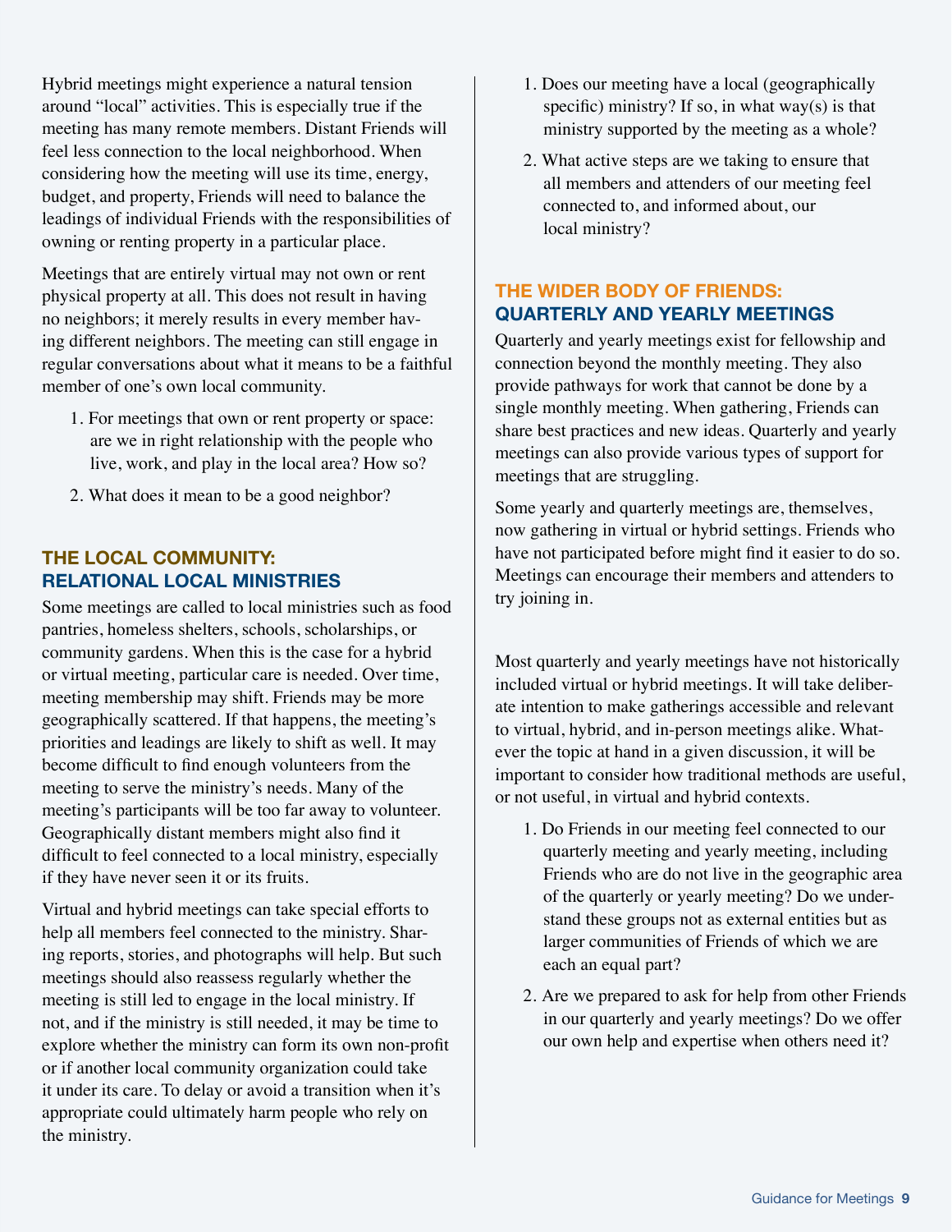Hybrid meetings might experience a natural tension around "local" activities. This is especially true if the meeting has many remote members. Distant Friends will feel less connection to the local neighborhood. When considering how the meeting will use its time, energy, budget, and property, Friends will need to balance the leadings of individual Friends with the responsibilities of owning or renting property in a particular place.

Meetings that are entirely virtual may not own or rent physical property at all. This does not result in having no neighbors; it merely results in every member having different neighbors. The meeting can still engage in regular conversations about what it means to be a faithful member of one's own local community.

1. For meetings that own or rent property or space: are we in right relationship with the people who live, work, and play in the local area? How so?
2. What does it mean to be a good neighbor?

## THE LOCAL COMMUNITY: RELATIONAL LOCAL MINISTRIES

Some meetings are called to local ministries such as food pantries, homeless shelters, schools, scholarships, or community gardens. When this is the case for a hybrid or virtual meeting, particular care is needed. Over time, meeting membership may shift. Friends may be more geographically scattered. If that happens, the meeting's priorities and leadings are likely to shift as well. It may become difficult to find enough volunteers from the meeting to serve the ministry's needs. Many of the meeting's participants will be too far away to volunteer. Geographically distant members might also find it difficult to feel connected to a local ministry, especially if they have never seen it or its fruits.

Virtual and hybrid meetings can take special efforts to help all members feel connected to the ministry. Sharing reports, stories, and photographs will help. But such meetings should also reassess regularly whether the meeting is still led to engage in the local ministry. If not, and if the ministry is still needed, it may be time to explore whether the ministry can form its own non-profit or if another local community organization could take it under its care. To delay or avoid a transition when it's appropriate could ultimately harm people who rely on the ministry.

1. Does our meeting have a local (geographically specific) ministry? If so, in what way(s) is that ministry supported by the meeting as a whole?
2. What active steps are we taking to ensure that all members and attenders of our meeting feel connected to, and informed about, our local ministry?

## THE WIDER BODY OF FRIENDS: QUARTERLY AND YEARLY MEETINGS

Quarterly and yearly meetings exist for fellowship and connection beyond the monthly meeting. They also provide pathways for work that cannot be done by a single monthly meeting. When gathering, Friends can share best practices and new ideas. Quarterly and yearly meetings can also provide various types of support for meetings that are struggling.

Some yearly and quarterly meetings are, themselves, now gathering in virtual or hybrid settings. Friends who have not participated before might find it easier to do so. Meetings can encourage their members and attenders to try joining in.

Most quarterly and yearly meetings have not historically included virtual or hybrid meetings. It will take deliberate intention to make gatherings accessible and relevant to virtual, hybrid, and in-person meetings alike. Whatever the topic at hand in a given discussion, it will be important to consider how traditional methods are useful, or not useful, in virtual and hybrid contexts.

1. Do Friends in our meeting feel connected to our quarterly meeting and yearly meeting, including Friends who are do not live in the geographic area of the quarterly or yearly meeting? Do we understand these groups not as external entities but as larger communities of Friends of which we are each an equal part?
2. Are we prepared to ask for help from other Friends in our quarterly and yearly meetings? Do we offer our own help and expertise when others need it?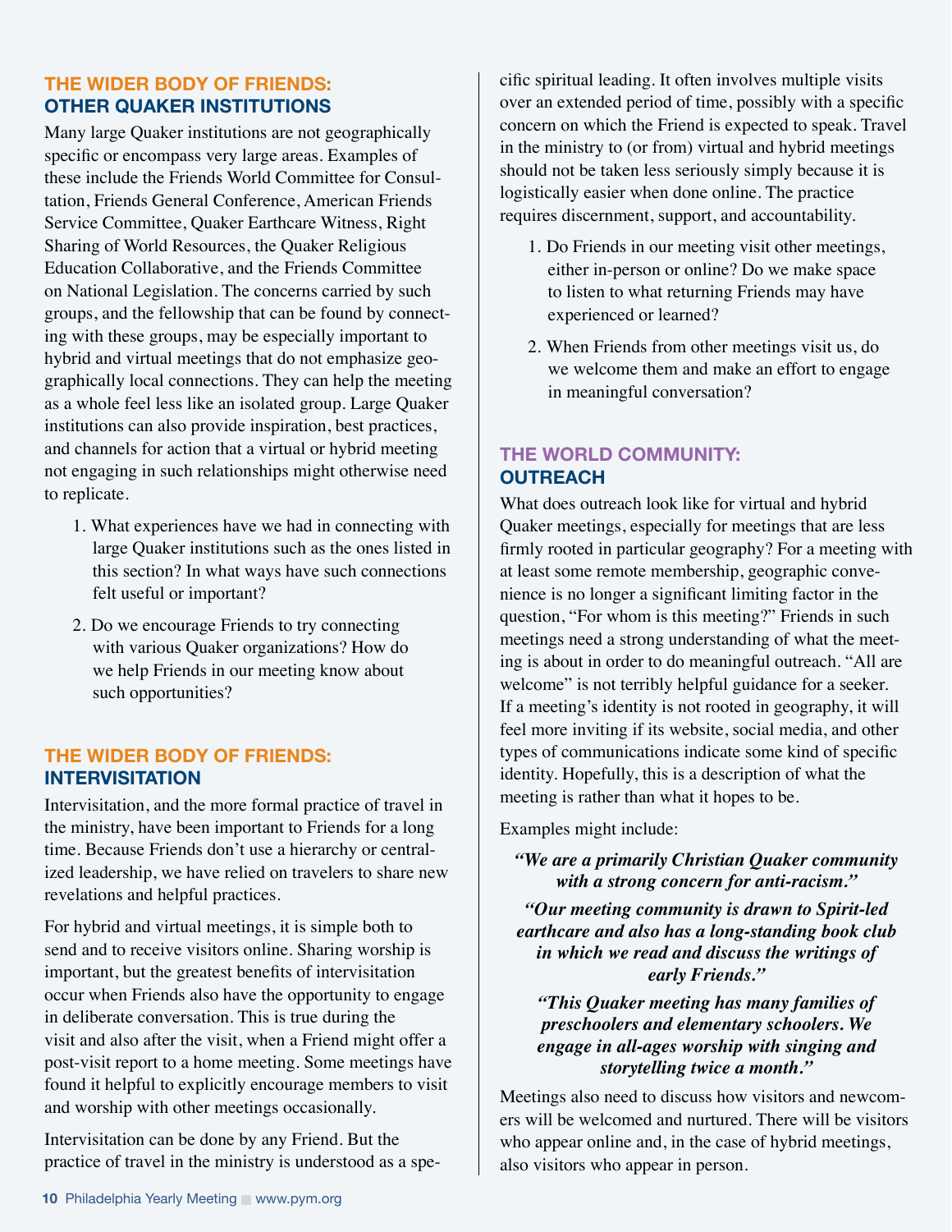## THE WIDER BODY OF FRIENDS: OTHER QUAKER INSTITUTIONS

Many large Quaker institutions are not geographically specific or encompass very large areas. Examples of these include the Friends World Committee for Consultation, Friends General Conference, American Friends Service Committee, Quaker Earthcare Witness, Right Sharing of World Resources, the Quaker Religious Education Collaborative, and the Friends Committee on National Legislation. The concerns carried by such groups, and the fellowship that can be found by connecting with these groups, may be especially important to hybrid and virtual meetings that do not emphasize geographically local connections. They can help the meeting as a whole feel less like an isolated group. Large Quaker institutions can also provide inspiration, best practices, and channels for action that a virtual or hybrid meeting not engaging in such relationships might otherwise need to replicate.

1. What experiences have we had in connecting with large Quaker institutions such as the ones listed in this section? In what ways have such connections felt useful or important?
2. Do we encourage Friends to try connecting with various Quaker organizations? How do we help Friends in our meeting know about such opportunities?

## THE WIDER BODY OF FRIENDS: INTERVISITATION

Intervisitation, and the more formal practice of travel in the ministry, have been important to Friends for a long time. Because Friends don't use a hierarchy or centralized leadership, we have relied on travelers to share new revelations and helpful practices.

For hybrid and virtual meetings, it is simple both to send and to receive visitors online. Sharing worship is important, but the greatest benefits of intervisitation occur when Friends also have the opportunity to engage in deliberate conversation. This is true during the visit and also after the visit, when a Friend might offer a post-visit report to a home meeting. Some meetings have found it helpful to explicitly encourage members to visit and worship with other meetings occasionally.

Intervisitation can be done by any Friend. But the practice of travel in the ministry is understood as a specific spiritual leading. It often involves multiple visits over an extended period of time, possibly with a specific concern on which the Friend is expected to speak. Travel in the ministry to (or from) virtual and hybrid meetings should not be taken less seriously simply because it is logistically easier when done online. The practice requires discernment, support, and accountability.

1. Do Friends in our meeting visit other meetings, either in-person or online? Do we make space to listen to what returning Friends may have experienced or learned?
2. When Friends from other meetings visit us, do we welcome them and make an effort to engage in meaningful conversation?

## THE WORLD COMMUNITY: OUTREACH

What does outreach look like for virtual and hybrid Quaker meetings, especially for meetings that are less firmly rooted in particular geography? For a meeting with at least some remote membership, geographic convenience is no longer a significant limiting factor in the question, "For whom is this meeting?" Friends in such meetings need a strong understanding of what the meeting is about in order to do meaningful outreach. "All are welcome" is not terribly helpful guidance for a seeker. If a meeting's identity is not rooted in geography, it will feel more inviting if its website, social media, and other types of communications indicate some kind of specific identity. Hopefully, this is a description of what the meeting is rather than what it hopes to be.

Examples might include:

***"We are a primarily Christian Quaker community with a strong concern for anti-racism."***

***"Our meeting community is drawn to Spirit-led earthcare and also has a long-standing book club in which we read and discuss the writings of early Friends."***

***"This Quaker meeting has many families of preschoolers and elementary schoolers. We engage in all-ages worship with singing and storytelling twice a month."***

Meetings also need to discuss how visitors and newcomers will be welcomed and nurtured. There will be visitors who appear online and, in the case of hybrid meetings, also visitors who appear in person.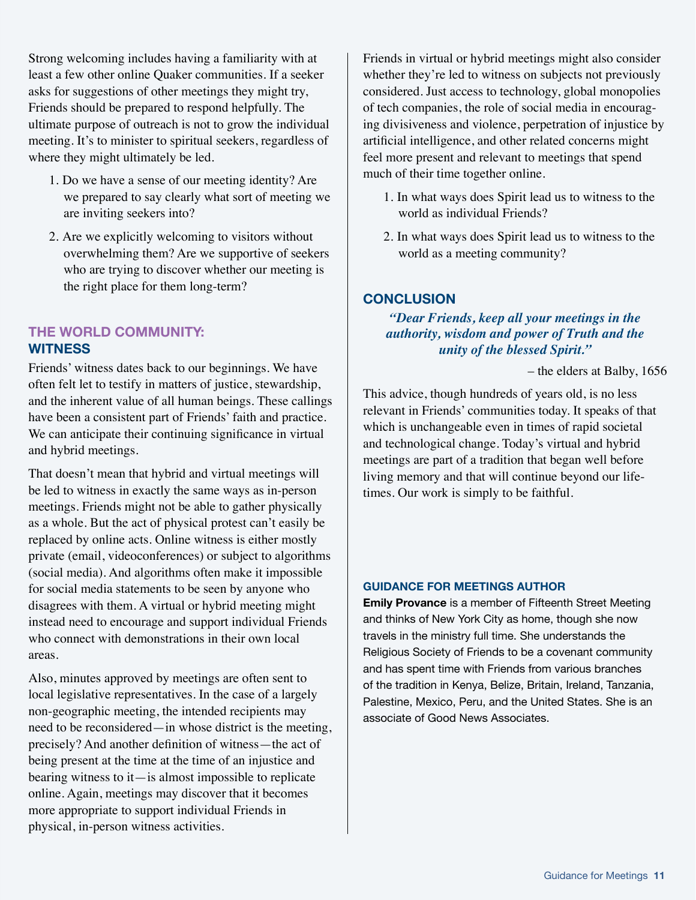Strong welcoming includes having a familiarity with at least a few other online Quaker communities. If a seeker asks for suggestions of other meetings they might try, Friends should be prepared to respond helpfully. The ultimate purpose of outreach is not to grow the individual meeting. It's to minister to spiritual seekers, regardless of where they might ultimately be led.

1. Do we have a sense of our meeting identity? Are we prepared to say clearly what sort of meeting we are inviting seekers into?
2. Are we explicitly welcoming to visitors without overwhelming them? Are we supportive of seekers who are trying to discover whether our meeting is the right place for them long-term?

## THE WORLD COMMUNITY: WITNESS

Friends' witness dates back to our beginnings. We have often felt let to testify in matters of justice, stewardship, and the inherent value of all human beings. These callings have been a consistent part of Friends' faith and practice. We can anticipate their continuing significance in virtual and hybrid meetings.

That doesn't mean that hybrid and virtual meetings will be led to witness in exactly the same ways as in-person meetings. Friends might not be able to gather physically as a whole. But the act of physical protest can't easily be replaced by online acts. Online witness is either mostly private (email, videoconferences) or subject to algorithms (social media). And algorithms often make it impossible for social media statements to be seen by anyone who disagrees with them. A virtual or hybrid meeting might instead need to encourage and support individual Friends who connect with demonstrations in their own local areas.

Also, minutes approved by meetings are often sent to local legislative representatives. In the case of a largely non-geographic meeting, the intended recipients may need to be reconsidered—in whose district is the meeting, precisely? And another definition of witness—the act of being present at the time at the time of an injustice and bearing witness to it—is almost impossible to replicate online. Again, meetings may discover that it becomes more appropriate to support individual Friends in physical, in-person witness activities.

Friends in virtual or hybrid meetings might also consider whether they're led to witness on subjects not previously considered. Just access to technology, global monopolies of tech companies, the role of social media in encouraging divisiveness and violence, perpetration of injustice by artificial intelligence, and other related concerns might feel more present and relevant to meetings that spend much of their time together online.

1. In what ways does Spirit lead us to witness to the world as individual Friends?
2. In what ways does Spirit lead us to witness to the world as a meeting community?

## CONCLUSION

***"Dear Friends, keep all your meetings in the authority, wisdom and power of Truth and the unity of the blessed Spirit."***

– the elders at Balby, 1656

This advice, though hundreds of years old, is no less relevant in Friends' communities today. It speaks of that which is unchangeable even in times of rapid societal and technological change. Today's virtual and hybrid meetings are part of a tradition that began well before living memory and that will continue beyond our lifetimes. Our work is simply to be faithful.

### GUIDANCE FOR MEETINGS AUTHOR

**Emily Provance** is a member of Fifteenth Street Meeting and thinks of New York City as home, though she now travels in the ministry full time. She understands the Religious Society of Friends to be a covenant community and has spent time with Friends from various branches of the tradition in Kenya, Belize, Britain, Ireland, Tanzania, Palestine, Mexico, Peru, and the United States. She is an associate of Good News Associates.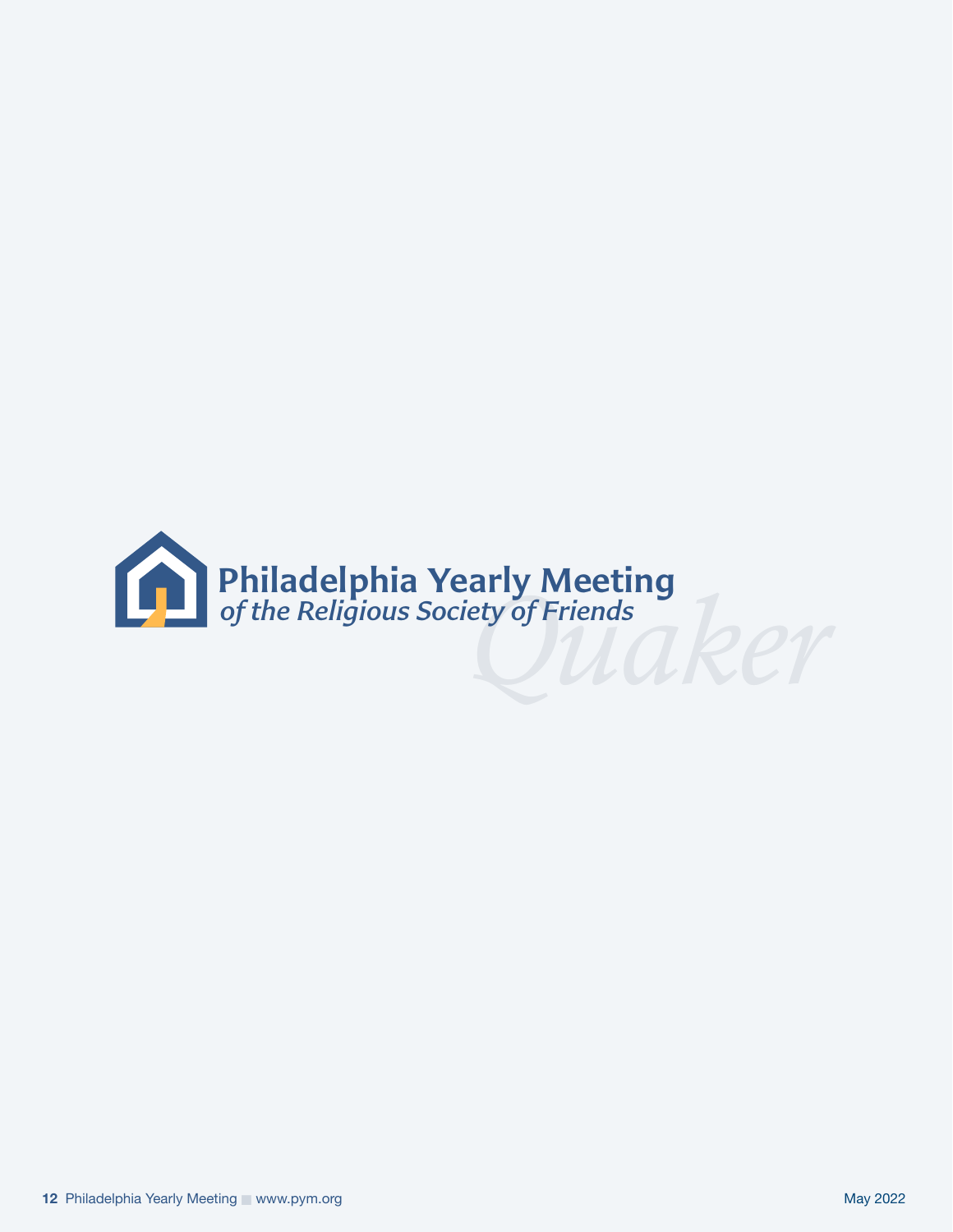Philadelphia Yearly Meeting
*of the Religious Society of Friends*

*Quaker*